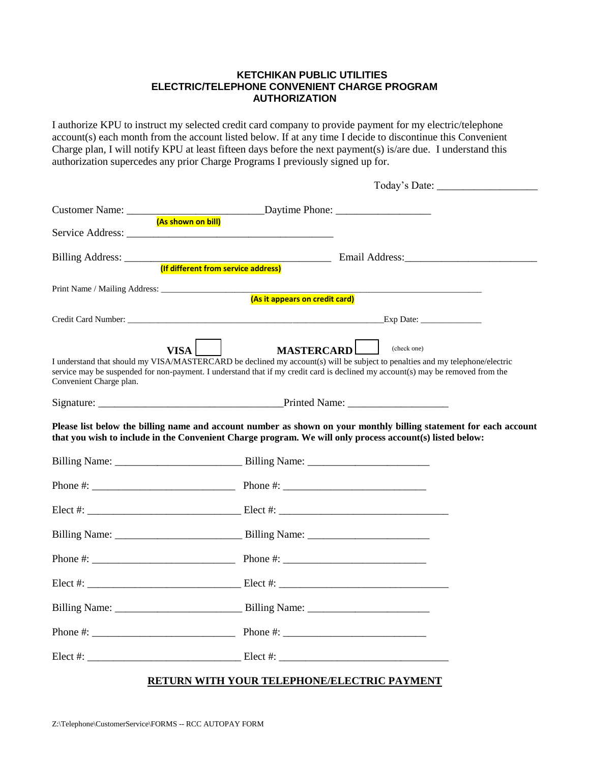# KETCHIKAN PUBLIC UTILITIES
## ELECTRIC/TELEPHONE CONVENIENT CHARGE PROGRAM
## AUTHORIZATION

I authorize KPU to instruct my selected credit card company to provide payment for my electric/telephone account(s) each month from the account listed below. If at any time I decide to discontinue this Convenient Charge plan, I will notify KPU at least fifteen days before the next payment(s) is/are due. I understand this authorization supercedes any prior Charge Programs I previously signed up for.

Today's Date: ___________________

Customer Name: _________________________ Daytime Phone: _________________
(As shown on bill)

Service Address: _____________________________________

Billing Address: _____________________________________ Email Address: ________________________
(If different from service address)

Print Name / Mailing Address: ________________________________________________________________
(As it appears on credit card)

Credit Card Number: _______________________________________________________ Exp Date: _____________

VISA ☐ MASTERCARD ☐ (check one)

I understand that should my VISA/MASTERCARD be declined my account(s) will be subject to penalties and my telephone/electric service may be suspended for non-payment. I understand that if my credit card is declined my account(s) may be removed from the Convenient Charge plan.

Signature: __________________________________ Printed Name: ___________________

**Please list below the billing name and account number as shown on your monthly billing statement for each account that you wish to include in the Convenient Charge program. We will only process account(s) listed below:**

Billing Name: _______________________ Billing Name: ______________________

Phone #: __________________________ Phone #: __________________________

Elect #: ____________________________ Elect #: ______________________________

Billing Name: _______________________ Billing Name: ______________________

Phone #: __________________________ Phone #: __________________________

Elect #: ____________________________ Elect #: ______________________________

Billing Name: _______________________ Billing Name: ______________________

Phone #: __________________________ Phone #: __________________________

Elect #: ____________________________ Elect #: ______________________________

**<u>RETURN WITH YOUR TELEPHONE/ELECTRIC PAYMENT</u>**

Z:\Telephone\CustomerService\FORMS -- RCC AUTOPAY FORM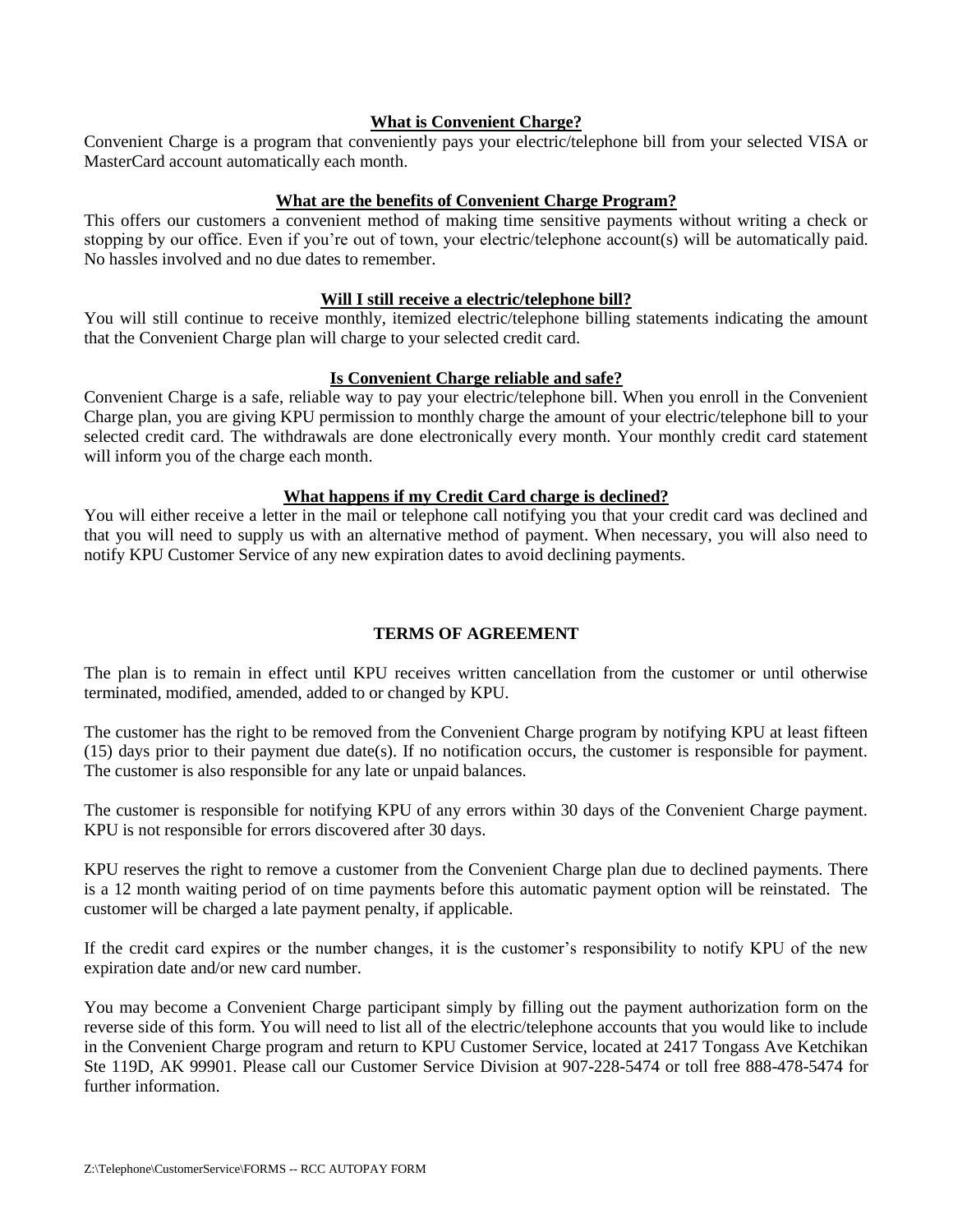### What is Convenient Charge?

Convenient Charge is a program that conveniently pays your electric/telephone bill from your selected VISA or MasterCard account automatically each month.

### What are the benefits of Convenient Charge Program?

This offers our customers a convenient method of making time sensitive payments without writing a check or stopping by our office. Even if you're out of town, your electric/telephone account(s) will be automatically paid. No hassles involved and no due dates to remember.

### Will I still receive a electric/telephone bill?

You will still continue to receive monthly, itemized electric/telephone billing statements indicating the amount that the Convenient Charge plan will charge to your selected credit card.

### Is Convenient Charge reliable and safe?

Convenient Charge is a safe, reliable way to pay your electric/telephone bill. When you enroll in the Convenient Charge plan, you are giving KPU permission to monthly charge the amount of your electric/telephone bill to your selected credit card. The withdrawals are done electronically every month. Your monthly credit card statement will inform you of the charge each month.

### What happens if my Credit Card charge is declined?

You will either receive a letter in the mail or telephone call notifying you that your credit card was declined and that you will need to supply us with an alternative method of payment. When necessary, you will also need to notify KPU Customer Service of any new expiration dates to avoid declining payments.

## TERMS OF AGREEMENT

The plan is to remain in effect until KPU receives written cancellation from the customer or until otherwise terminated, modified, amended, added to or changed by KPU.

The customer has the right to be removed from the Convenient Charge program by notifying KPU at least fifteen (15) days prior to their payment due date(s). If no notification occurs, the customer is responsible for payment. The customer is also responsible for any late or unpaid balances.

The customer is responsible for notifying KPU of any errors within 30 days of the Convenient Charge payment. KPU is not responsible for errors discovered after 30 days.

KPU reserves the right to remove a customer from the Convenient Charge plan due to declined payments. There is a 12 month waiting period of on time payments before this automatic payment option will be reinstated. The customer will be charged a late payment penalty, if applicable.

If the credit card expires or the number changes, it is the customer's responsibility to notify KPU of the new expiration date and/or new card number.

You may become a Convenient Charge participant simply by filling out the payment authorization form on the reverse side of this form. You will need to list all of the electric/telephone accounts that you would like to include in the Convenient Charge program and return to KPU Customer Service, located at 2417 Tongass Ave Ketchikan Ste 119D, AK 99901. Please call our Customer Service Division at 907-228-5474 or toll free 888-478-5474 for further information.

Z:\Telephone\CustomerService\FORMS -- RCC AUTOPAY FORM